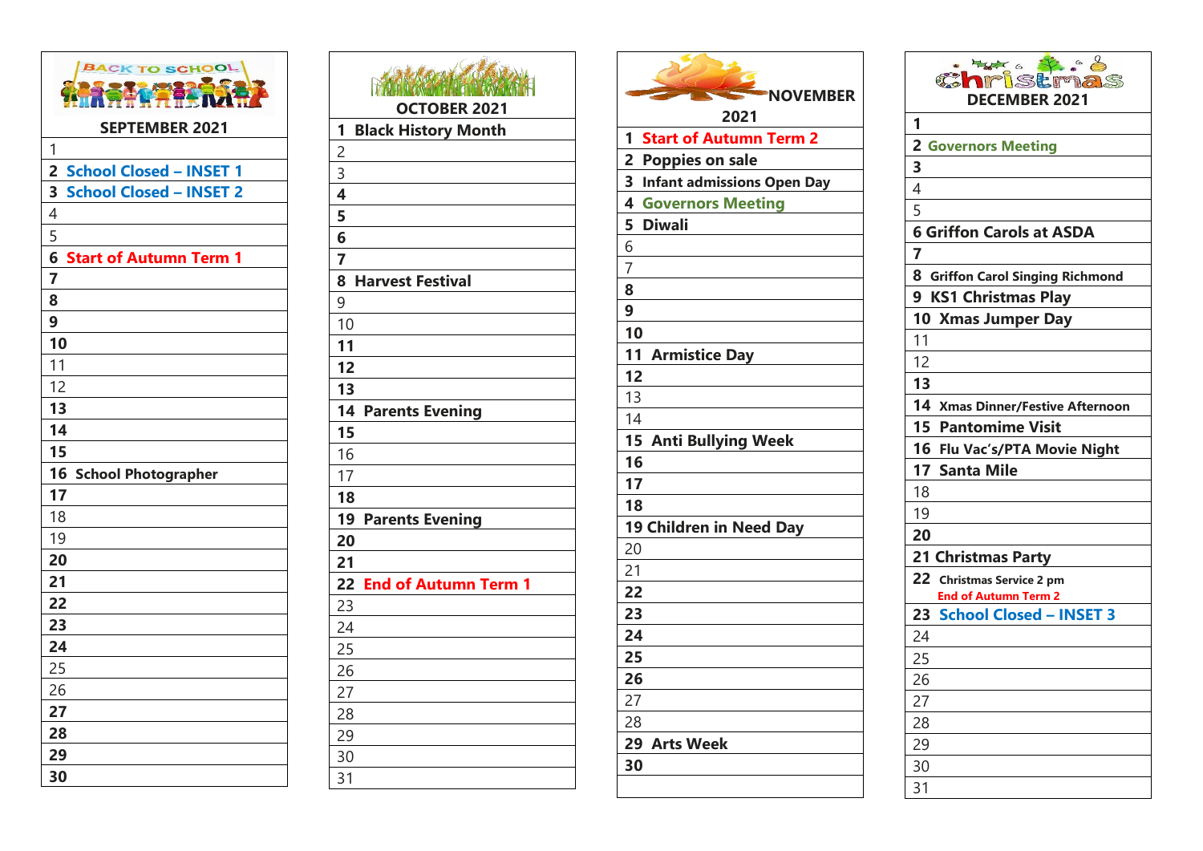| SEPTEMBER 2021 |
|---|
| 1 |
| 2 School Closed – INSET 1 |
| 3 School Closed – INSET 2 |
| 4 |
| 5 |
| 6 Start of Autumn Term 1 |
| 7 |
| 8 |
| 9 |
| 10 |
| 11 |
| 12 |
| 13 |
| 14 |
| 15 |
| 16 School Photographer |
| 17 |
| 18 |
| 19 |
| 20 |
| 21 |
| 22 |
| 23 |
| 24 |
| 25 |
| 26 |
| 27 |
| 28 |
| 29 |
| 30 |

| OCTOBER 2021 |
|---|
| 1 Black History Month |
| 2 |
| 3 |
| 4 |
| 5 |
| 6 |
| 7 |
| 8 Harvest Festival |
| 9 |
| 10 |
| 11 |
| 12 |
| 13 |
| 14 Parents Evening |
| 15 |
| 16 |
| 17 |
| 18 |
| 19 Parents Evening |
| 20 |
| 21 |
| 22 End of Autumn Term 1 |
| 23 |
| 24 |
| 25 |
| 26 |
| 27 |
| 28 |
| 29 |
| 30 |
| 31 |

| NOVEMBER 2021 |
|---|
| 1 Start of Autumn Term 2 |
| 2 Poppies on sale |
| 3 Infant admissions Open Day |
| 4 Governors Meeting |
| 5 Diwali |
| 6 |
| 7 |
| 8 |
| 9 |
| 10 |
| 11 Armistice Day |
| 12 |
| 13 |
| 14 |
| 15 Anti Bullying Week |
| 16 |
| 17 |
| 18 |
| 19 Children in Need Day |
| 20 |
| 21 |
| 22 |
| 23 |
| 24 |
| 25 |
| 26 |
| 27 |
| 28 |
| 29 Arts Week |
| 30 |

| Christmas DECEMBER 2021 |
|---|
| 1 |
| 2 Governors Meeting |
| 3 |
| 4 |
| 5 |
| 6 Griffon Carols at ASDA |
| 7 |
| 8 Griffon Carol Singing Richmond |
| 9 KS1 Christmas Play |
| 10 Xmas Jumper Day |
| 11 |
| 12 |
| 13 |
| 14 Xmas Dinner/Festive Afternoon |
| 15 Pantomime Visit |
| 16 Flu Vac's/PTA Movie Night |
| 17 Santa Mile |
| 18 |
| 19 |
| 20 |
| 21 Christmas Party |
| 22 Christmas Service 2 pm End of Autumn Term 2 |
| 23 School Closed – INSET 3 |
| 24 |
| 25 |
| 26 |
| 27 |
| 28 |
| 29 |
| 30 |
| 31 |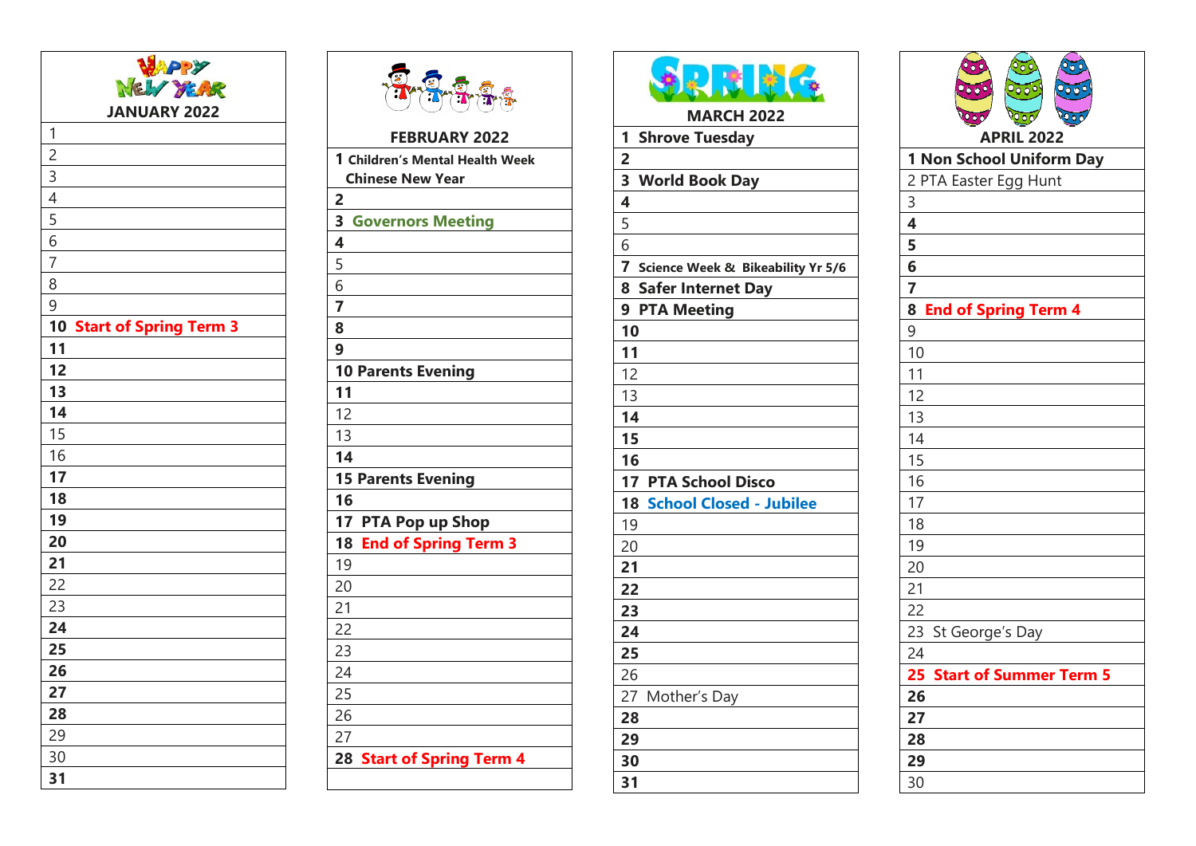| JANUARY 2022 |
|---|
| 1 |
| 2 |
| 3 |
| 4 |
| 5 |
| 6 |
| 7 |
| 8 |
| 9 |
| **10 Start of Spring Term 3** |
| **11** |
| **12** |
| **13** |
| **14** |
| 15 |
| 16 |
| **17** |
| **18** |
| **19** |
| **20** |
| **21** |
| 22 |
| 23 |
| **24** |
| **25** |
| **26** |
| **27** |
| **28** |
| 29 |
| 30 |
| **31** |

| FEBRUARY 2022 |
|---|
| **1 Children's Mental Health Week Chinese New Year** |
| **2** |
| **3 Governors Meeting** |
| **4** |
| 5 |
| 6 |
| **7** |
| **8** |
| **9** |
| **10 Parents Evening** |
| **11** |
| 12 |
| 13 |
| **14** |
| **15 Parents Evening** |
| **16** |
| **17 PTA Pop up Shop** |
| **18 End of Spring Term 3** |
| 19 |
| 20 |
| 21 |
| 22 |
| 23 |
| 24 |
| 25 |
| 26 |
| 27 |
| **28 Start of Spring Term 4** |

| MARCH 2022 |
|---|
| **1 Shrove Tuesday** |
| **2** |
| **3 World Book Day** |
| **4** |
| 5 |
| 6 |
| **7 Science Week & Bikeability Yr 5/6** |
| **8 Safer Internet Day** |
| **9 PTA Meeting** |
| **10** |
| **11** |
| 12 |
| 13 |
| **14** |
| **15** |
| **16** |
| **17 PTA School Disco** |
| **18 School Closed - Jubilee** |
| 19 |
| 20 |
| **21** |
| **22** |
| **23** |
| **24** |
| **25** |
| 26 |
| 27 Mother's Day |
| **28** |
| **29** |
| **30** |
| **31** |

| APRIL 2022 |
|---|
| **1 Non School Uniform Day** |
| 2 PTA Easter Egg Hunt |
| 3 |
| **4** |
| **5** |
| **6** |
| **7** |
| **8 End of Spring Term 4** |
| 9 |
| 10 |
| 11 |
| 12 |
| 13 |
| 14 |
| 15 |
| 16 |
| 17 |
| 18 |
| 19 |
| 20 |
| 21 |
| 22 |
| 23 St George's Day |
| 24 |
| **25 Start of Summer Term 5** |
| **26** |
| **27** |
| **28** |
| **29** |
| 30 |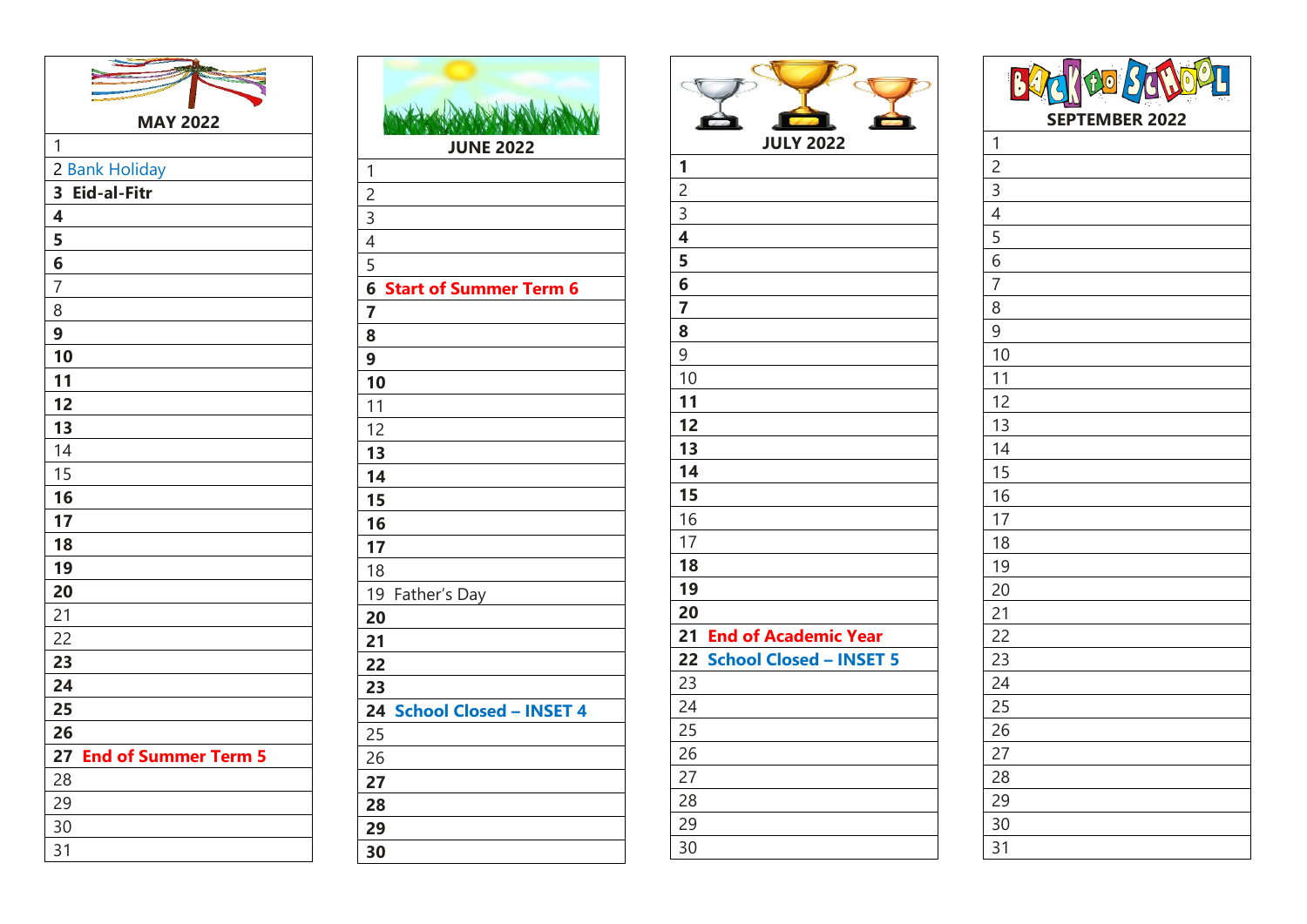| MAY 2022 |
| --- |
| 1 |
| 2 Bank Holiday |
| **3 Eid-al-Fitr** |
| **4** |
| **5** |
| **6** |
| 7 |
| 8 |
| **9** |
| **10** |
| **11** |
| **12** |
| **13** |
| 14 |
| 15 |
| **16** |
| **17** |
| **18** |
| **19** |
| **20** |
| 21 |
| 22 |
| **23** |
| **24** |
| **25** |
| **26** |
| **27 End of Summer Term 5** |
| 28 |
| 29 |
| 30 |
| 31 |

| JUNE 2022 |
| --- |
| 1 |
| 2 |
| 3 |
| 4 |
| 5 |
| **6 Start of Summer Term 6** |
| **7** |
| **8** |
| **9** |
| **10** |
| 11 |
| 12 |
| **13** |
| **14** |
| **15** |
| **16** |
| **17** |
| 18 |
| 19 Father's Day |
| **20** |
| **21** |
| **22** |
| **23** |
| **24 School Closed – INSET 4** |
| 25 |
| 26 |
| **27** |
| **28** |
| **29** |
| **30** |

| JULY 2022 |
| --- |
| **1** |
| 2 |
| 3 |
| **4** |
| **5** |
| **6** |
| **7** |
| **8** |
| 9 |
| 10 |
| **11** |
| **12** |
| **13** |
| **14** |
| **15** |
| 16 |
| 17 |
| **18** |
| **19** |
| **20** |
| **21 End of Academic Year** |
| **22 School Closed – INSET 5** |
| 23 |
| 24 |
| 25 |
| 26 |
| 27 |
| 28 |
| 29 |
| 30 |

| BACK to SCHOOL SEPTEMBER 2022 |
| --- |
| 1 |
| 2 |
| 3 |
| 4 |
| 5 |
| 6 |
| 7 |
| 8 |
| 9 |
| 10 |
| 11 |
| 12 |
| 13 |
| 14 |
| 15 |
| 16 |
| 17 |
| 18 |
| 19 |
| 20 |
| 21 |
| 22 |
| 23 |
| 24 |
| 25 |
| 26 |
| 27 |
| 28 |
| 29 |
| 30 |
| 31 |